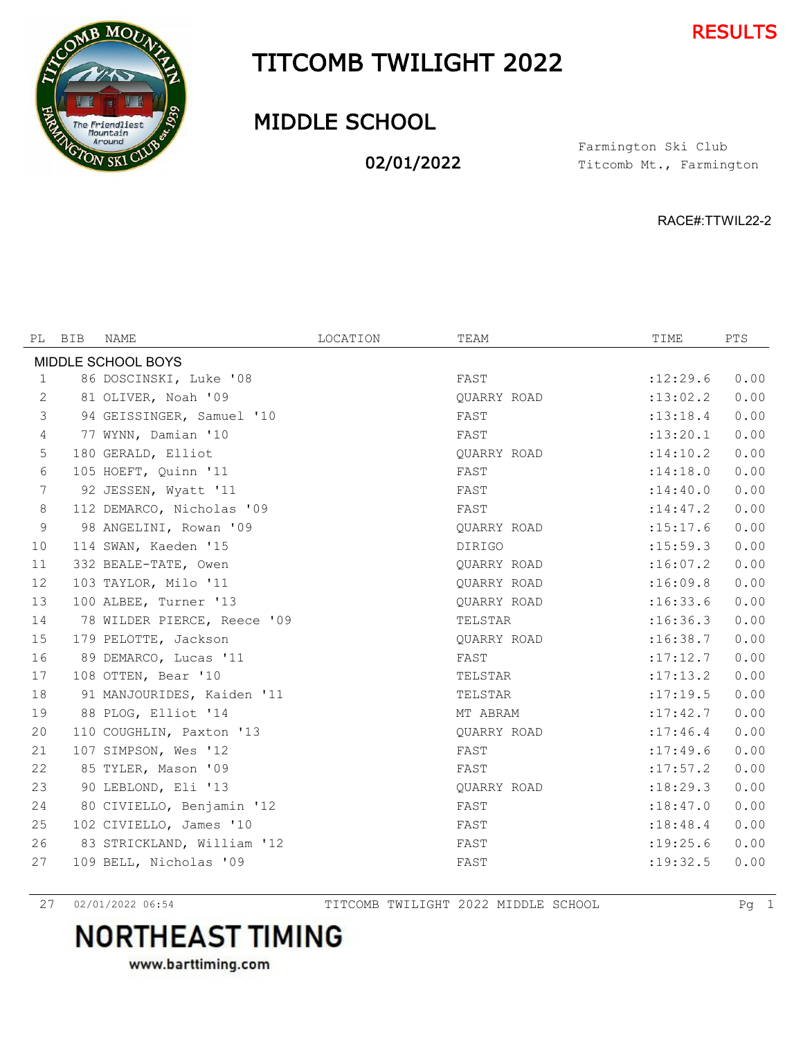RESULTS

# TITCOMB TWILIGHT 2022

## MIDDLE SCHOOL

**02/01/2022**

Farmington Ski Club
Titcomb Mt., Farmington

RACE#:TTWIL22-2

| PL | BIB | NAME | LOCATION | TEAM | TIME | PTS |
|---|---|---|---|---|---|---|
| MIDDLE SCHOOL BOYS | | | | | | |
| 1 | 86 | DOSCINSKI, Luke '08 | | FAST | :12:29.6 | 0.00 |
| 2 | 81 | OLIVER, Noah '09 | | QUARRY ROAD | :13:02.2 | 0.00 |
| 3 | 94 | GEISSINGER, Samuel '10 | | FAST | :13:18.4 | 0.00 |
| 4 | 77 | WYNN, Damian '10 | | FAST | :13:20.1 | 0.00 |
| 5 | 180 | GERALD, Elliot | | QUARRY ROAD | :14:10.2 | 0.00 |
| 6 | 105 | HOEFT, Quinn '11 | | FAST | :14:18.0 | 0.00 |
| 7 | 92 | JESSEN, Wyatt '11 | | FAST | :14:40.0 | 0.00 |
| 8 | 112 | DEMARCO, Nicholas '09 | | FAST | :14:47.2 | 0.00 |
| 9 | 98 | ANGELINI, Rowan '09 | | QUARRY ROAD | :15:17.6 | 0.00 |
| 10 | 114 | SWAN, Kaeden '15 | | DIRIGO | :15:59.3 | 0.00 |
| 11 | 332 | BEALE-TATE, Owen | | QUARRY ROAD | :16:07.2 | 0.00 |
| 12 | 103 | TAYLOR, Milo '11 | | QUARRY ROAD | :16:09.8 | 0.00 |
| 13 | 100 | ALBEE, Turner '13 | | QUARRY ROAD | :16:33.6 | 0.00 |
| 14 | 78 | WILDER PIERCE, Reece '09 | | TELSTAR | :16:36.3 | 0.00 |
| 15 | 179 | PELOTTE, Jackson | | QUARRY ROAD | :16:38.7 | 0.00 |
| 16 | 89 | DEMARCO, Lucas '11 | | FAST | :17:12.7 | 0.00 |
| 17 | 108 | OTTEN, Bear '10 | | TELSTAR | :17:13.2 | 0.00 |
| 18 | 91 | MANJOURIDES, Kaiden '11 | | TELSTAR | :17:19.5 | 0.00 |
| 19 | 88 | PLOG, Elliot '14 | | MT ABRAM | :17:42.7 | 0.00 |
| 20 | 110 | COUGHLIN, Paxton '13 | | QUARRY ROAD | :17:46.4 | 0.00 |
| 21 | 107 | SIMPSON, Wes '12 | | FAST | :17:49.6 | 0.00 |
| 22 | 85 | TYLER, Mason '09 | | FAST | :17:57.2 | 0.00 |
| 23 | 90 | LEBLOND, Eli '13 | | QUARRY ROAD | :18:29.3 | 0.00 |
| 24 | 80 | CIVIELLO, Benjamin '12 | | FAST | :18:47.0 | 0.00 |
| 25 | 102 | CIVIELLO, James '10 | | FAST | :18:48.4 | 0.00 |
| 26 | 83 | STRICKLAND, William '12 | | FAST | :19:25.6 | 0.00 |
| 27 | 109 | BELL, Nicholas '09 | | FAST | :19:32.5 | 0.00 |

27 02/01/2022 06:54 TITCOMB TWILIGHT 2022 MIDDLE SCHOOL

NORTHEAST TIMING
www.barttiming.com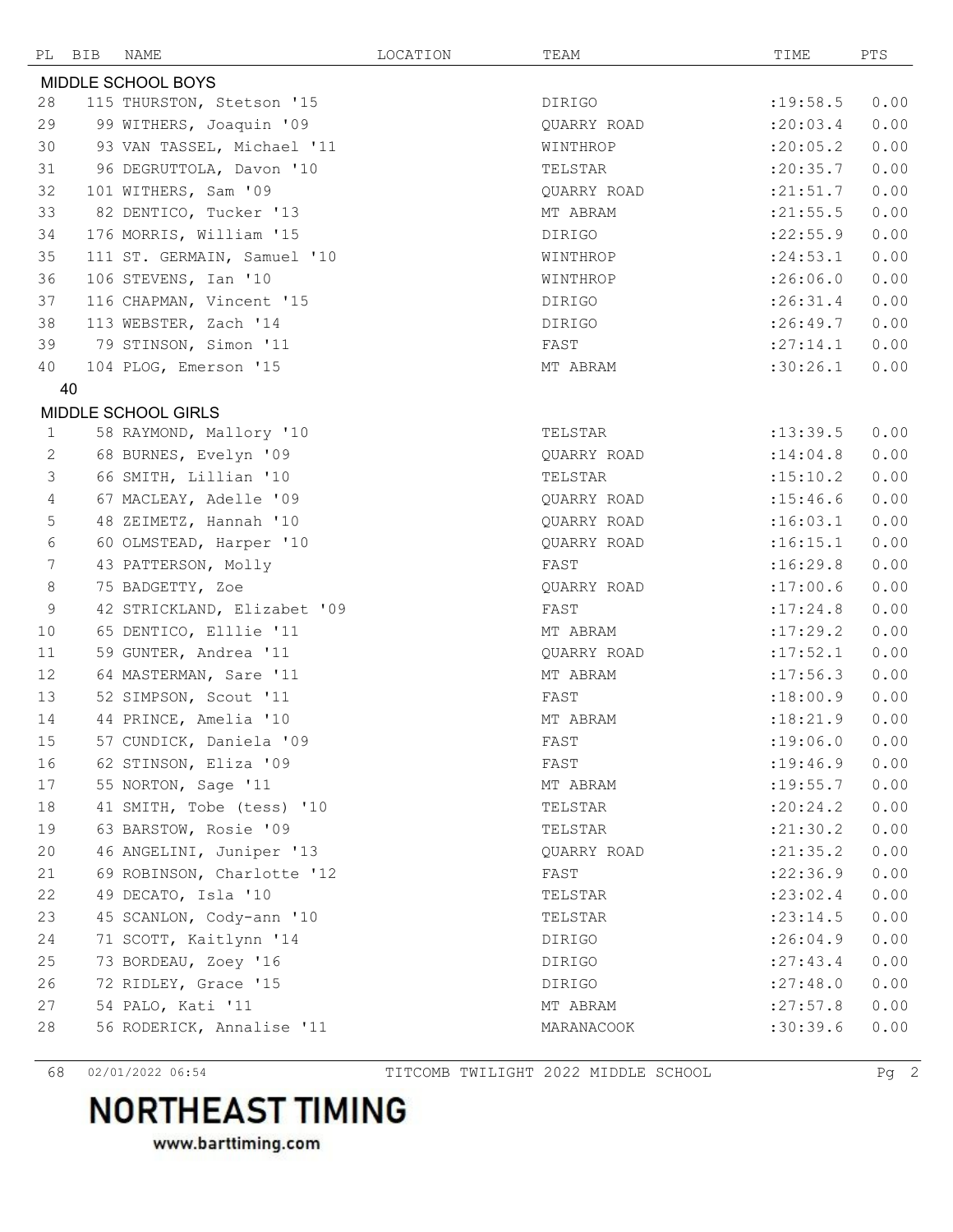| PL | BIB | NAME | LOCATION | TEAM | TIME | PTS |
|---|---|---|---|---|---|---|
| **MIDDLE SCHOOL BOYS** | | | | | | |
| 28 | 115 | THURSTON, Stetson '15 | | DIRIGO | :19:58.5 | 0.00 |
| 29 | 99 | WITHERS, Joaquin '09 | | QUARRY ROAD | :20:03.4 | 0.00 |
| 30 | 93 | VAN TASSEL, Michael '11 | | WINTHROP | :20:05.2 | 0.00 |
| 31 | 96 | DEGRUTTOLA, Davon '10 | | TELSTAR | :20:35.7 | 0.00 |
| 32 | 101 | WITHERS, Sam '09 | | QUARRY ROAD | :21:51.7 | 0.00 |
| 33 | 82 | DENTICO, Tucker '13 | | MT ABRAM | :21:55.5 | 0.00 |
| 34 | 176 | MORRIS, William '15 | | DIRIGO | :22:55.9 | 0.00 |
| 35 | 111 | ST. GERMAIN, Samuel '10 | | WINTHROP | :24:53.1 | 0.00 |
| 36 | 106 | STEVENS, Ian '10 | | WINTHROP | :26:06.0 | 0.00 |
| 37 | 116 | CHAPMAN, Vincent '15 | | DIRIGO | :26:31.4 | 0.00 |
| 38 | 113 | WEBSTER, Zach '14 | | DIRIGO | :26:49.7 | 0.00 |
| 39 | 79 | STINSON, Simon '11 | | FAST | :27:14.1 | 0.00 |
| 40 | 104 | PLOG, Emerson '15 | | MT ABRAM | :30:26.1 | 0.00 |
| 40 | | | | | | |
| **MIDDLE SCHOOL GIRLS** | | | | | | |
| 1 | 58 | RAYMOND, Mallory '10 | | TELSTAR | :13:39.5 | 0.00 |
| 2 | 68 | BURNES, Evelyn '09 | | QUARRY ROAD | :14:04.8 | 0.00 |
| 3 | 66 | SMITH, Lillian '10 | | TELSTAR | :15:10.2 | 0.00 |
| 4 | 67 | MACLEAY, Adelle '09 | | QUARRY ROAD | :15:46.6 | 0.00 |
| 5 | 48 | ZEIMETZ, Hannah '10 | | QUARRY ROAD | :16:03.1 | 0.00 |
| 6 | 60 | OLMSTEAD, Harper '10 | | QUARRY ROAD | :16:15.1 | 0.00 |
| 7 | 43 | PATTERSON, Molly | | FAST | :16:29.8 | 0.00 |
| 8 | 75 | BADGETTY, Zoe | | QUARRY ROAD | :17:00.6 | 0.00 |
| 9 | 42 | STRICKLAND, Elizabet '09 | | FAST | :17:24.8 | 0.00 |
| 10 | 65 | DENTICO, Elllie '11 | | MT ABRAM | :17:29.2 | 0.00 |
| 11 | 59 | GUNTER, Andrea '11 | | QUARRY ROAD | :17:52.1 | 0.00 |
| 12 | 64 | MASTERMAN, Sare '11 | | MT ABRAM | :17:56.3 | 0.00 |
| 13 | 52 | SIMPSON, Scout '11 | | FAST | :18:00.9 | 0.00 |
| 14 | 44 | PRINCE, Amelia '10 | | MT ABRAM | :18:21.9 | 0.00 |
| 15 | 57 | CUNDICK, Daniela '09 | | FAST | :19:06.0 | 0.00 |
| 16 | 62 | STINSON, Eliza '09 | | FAST | :19:46.9 | 0.00 |
| 17 | 55 | NORTON, Sage '11 | | MT ABRAM | :19:55.7 | 0.00 |
| 18 | 41 | SMITH, Tobe (tess) '10 | | TELSTAR | :20:24.2 | 0.00 |
| 19 | 63 | BARSTOW, Rosie '09 | | TELSTAR | :21:30.2 | 0.00 |
| 20 | 46 | ANGELINI, Juniper '13 | | QUARRY ROAD | :21:35.2 | 0.00 |
| 21 | 69 | ROBINSON, Charlotte '12 | | FAST | :22:36.9 | 0.00 |
| 22 | 49 | DECATO, Isla '10 | | TELSTAR | :23:02.4 | 0.00 |
| 23 | 45 | SCANLON, Cody-ann '10 | | TELSTAR | :23:14.5 | 0.00 |
| 24 | 71 | SCOTT, Kaitlynn '14 | | DIRIGO | :26:04.9 | 0.00 |
| 25 | 73 | BORDEAU, Zoey '16 | | DIRIGO | :27:43.4 | 0.00 |
| 26 | 72 | RIDLEY, Grace '15 | | DIRIGO | :27:48.0 | 0.00 |
| 27 | 54 | PALO, Kati '11 | | MT ABRAM | :27:57.8 | 0.00 |
| 28 | 56 | RODERICK, Annalise '11 | | MARANACOOK | :30:39.6 | 0.00 |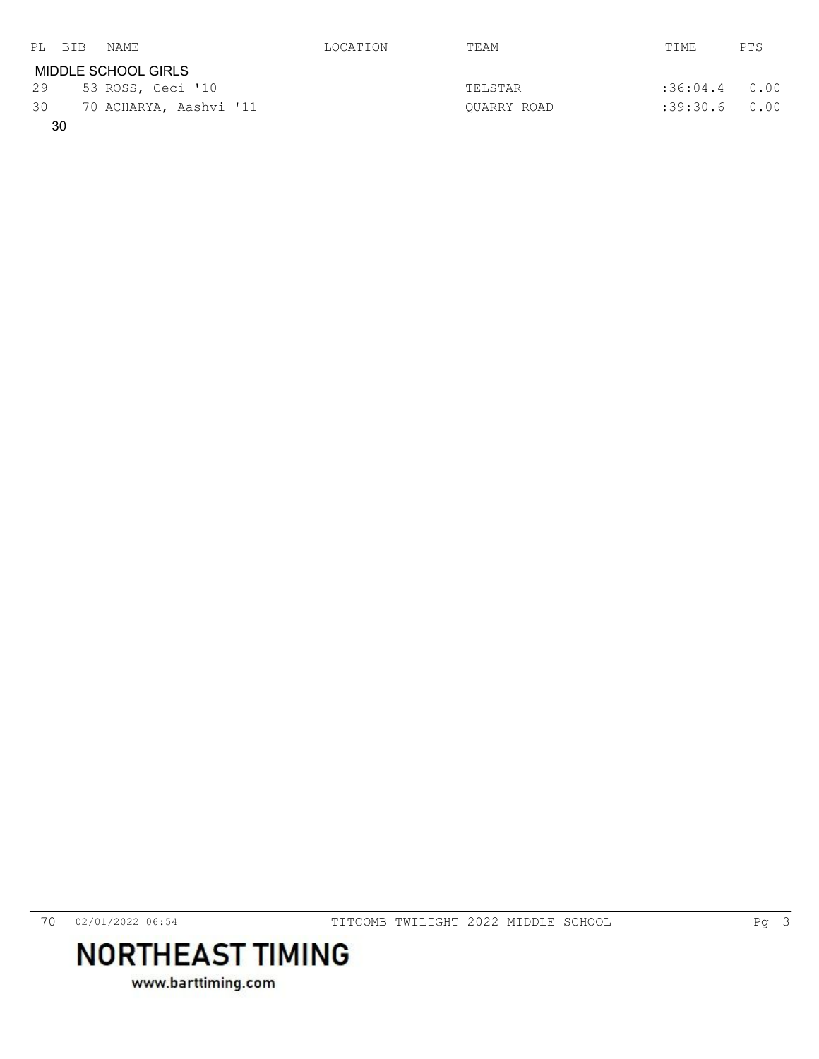| PL | BIB | NAME | LOCATION | TEAM | TIME | PTS |
|---|---|---|---|---|---|---|
| MIDDLE SCHOOL GIRLS | | | | | | |
| 29 | 53 | ROSS, Ceci '10 | | TELSTAR | :36:04.4 | 0.00 |
| 30 | 70 | ACHARYA, Aashvi '11 | | QUARRY ROAD | :39:30.6 | 0.00 |

30

70 02/01/2022 06:54 TITCOMB TWILIGHT 2022 MIDDLE SCHOOL

NORTHEAST TIMING

www.barttiming.com